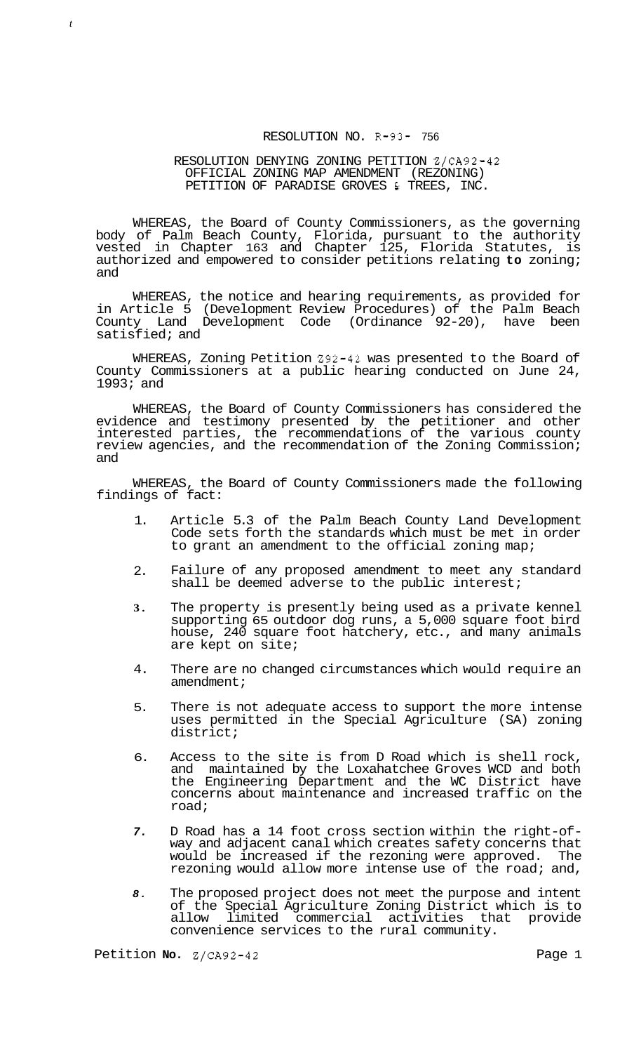RESOLUTION NO. R-93- 756

RESOLUTION DENYING ZONING PETITION Z/CA92-42
OFFICIAL ZONING MAP AMENDMENT (REZONING)
PETITION OF PARADISE GROVES & TREES, INC.

WHEREAS, the Board of County Commissioners, as the governing body of Palm Beach County, Florida, pursuant to the authority vested in Chapter 163 and Chapter 125, Florida Statutes, is authorized and empowered to consider petitions relating **to** zoning; and

WHEREAS, the notice and hearing requirements, as provided for in Article 5 (Development Review Procedures) of the Palm Beach County Land Development Code (Ordinance 92-20), have been satisfied; and

WHEREAS, Zoning Petition Z92-42 was presented to the Board of County Commissioners at a public hearing conducted on June 24, 1993; and

WHEREAS, the Board of County Commissioners has considered the evidence and testimony presented by the petitioner and other interested parties, the recommendations of the various county review agencies, and the recommendation of the Zoning Commission; and

WHEREAS, the Board of County Commissioners made the following findings of fact:

1. Article 5.3 of the Palm Beach County Land Development Code sets forth the standards which must be met in order to grant an amendment to the official zoning map;
2. Failure of any proposed amendment to meet any standard shall be deemed adverse to the public interest;
3. The property is presently being used as a private kennel supporting 65 outdoor dog runs, a 5,000 square foot bird house, 240 square foot hatchery, etc., and many animals are kept on site;
4. There are no changed circumstances which would require an amendment;
5. There is not adequate access to support the more intense uses permitted in the Special Agriculture (SA) zoning district;
6. Access to the site is from D Road which is shell rock, and maintained by the Loxahatchee Groves WCD and both the Engineering Department and the WC District have concerns about maintenance and increased traffic on the road;
7. D Road has a 14 foot cross section within the right-of-way and adjacent canal which creates safety concerns that would be increased if the rezoning were approved. The rezoning would allow more intense use of the road; and,
8. The proposed project does not meet the purpose and intent of the Special Agriculture Zoning District which is to allow limited commercial activities that provide convenience services to the rural community.

Petition **No.** Z/CA92-42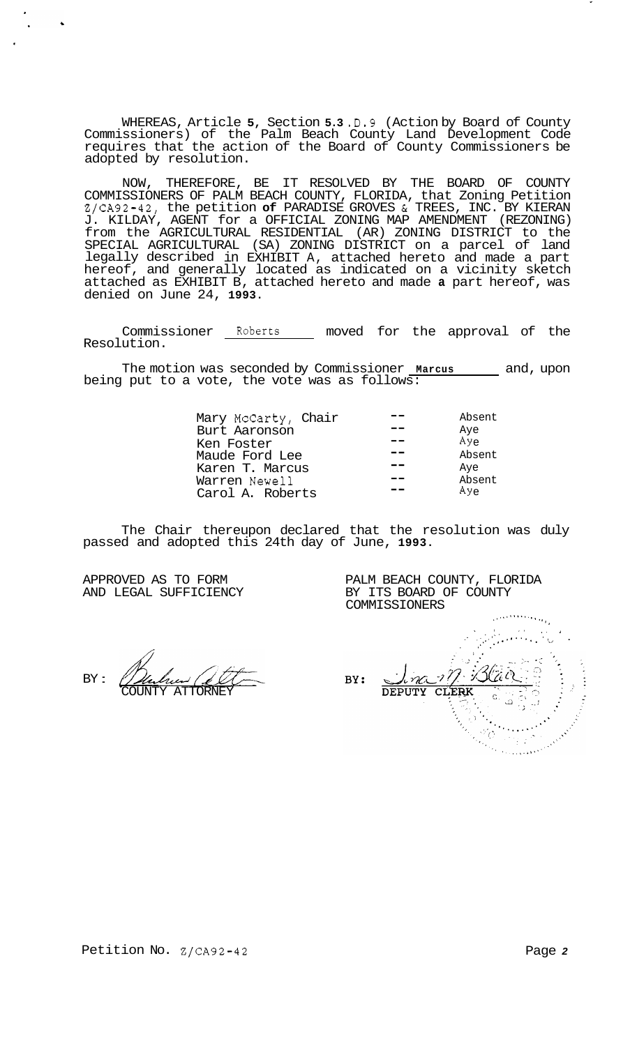WHEREAS, Article 5, Section 5.3.D.9 (Action by Board of County Commissioners) of the Palm Beach County Land Development Code requires that the action of the Board of County Commissioners be adopted by resolution.

NOW, THEREFORE, BE IT RESOLVED BY THE BOARD OF COUNTY COMMISSIONERS OF PALM BEACH COUNTY, FLORIDA, that Zoning Petition Z/CA92-42, the petition of PARADISE GROVES & TREES, INC. BY KIERAN J. KILDAY, AGENT for a OFFICIAL ZONING MAP AMENDMENT (REZONING) from the AGRICULTURAL RESIDENTIAL (AR) ZONING DISTRICT to the SPECIAL AGRICULTURAL (SA) ZONING DISTRICT on a parcel of land legally described in EXHIBIT A, attached hereto and made a part hereof, and generally located as indicated on a vicinity sketch attached as EXHIBIT B, attached hereto and made a part hereof, was denied on June 24, 1993.

Commissioner Roberts moved for the approval of the Resolution.

The motion was seconded by Commissioner Marcus and, upon being put to a vote, the vote was as follows:

| | | |
|---|---|---|
| Mary McCarty, Chair | -- | Absent |
| Burt Aaronson | -- | Aye |
| Ken Foster | -- | Aye |
| Maude Ford Lee | -- | Absent |
| Karen T. Marcus | -- | Aye |
| Warren Newell | -- | Absent |
| Carol A. Roberts | -- | Aye |

The Chair thereupon declared that the resolution was duly passed and adopted this 24th day of June, 1993.

APPROVED AS TO FORM
AND LEGAL SUFFICIENCY

BY: COUNTY ATTORNEY

PALM BEACH COUNTY, FLORIDA
BY ITS BOARD OF COUNTY
COMMISSIONERS

BY: DEPUTY CLERK

Petition No. Z/CA92-42